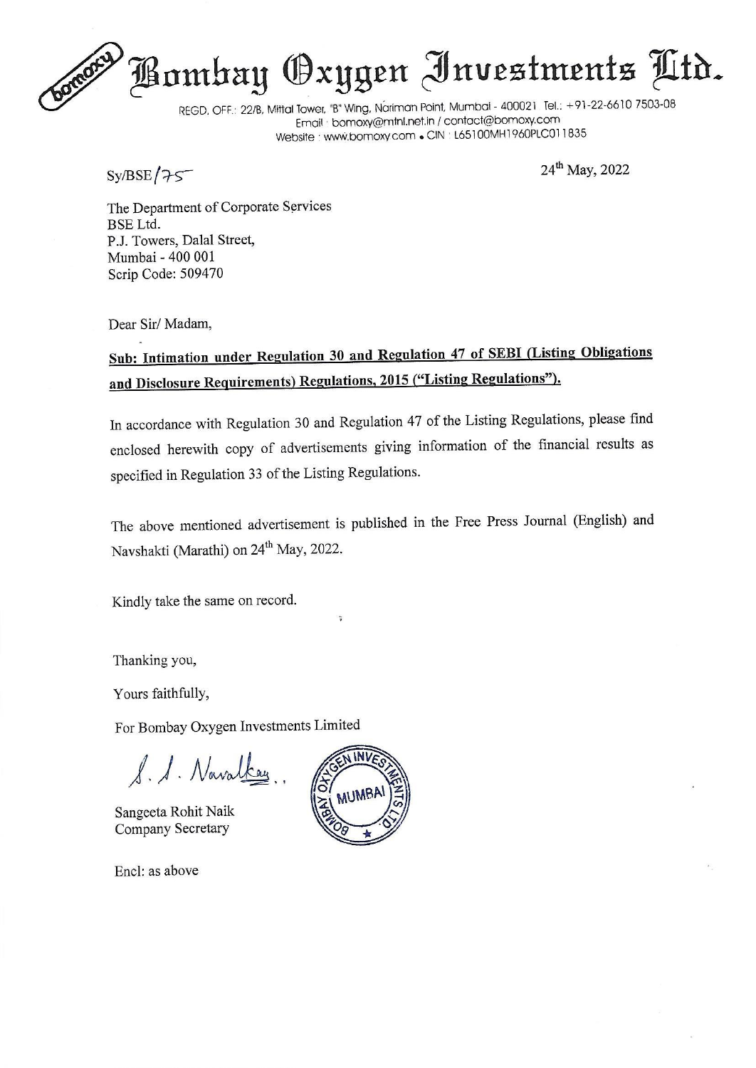# Bombay Oxygen Investments Ltd.

REGD. OFF.: 22/B, Mittal Tower, "B" Wing, Nariman Point, Mumbai - 400021 Tel.: +91-22-6610 7503-08
Email : bomoxy@mtnl.net.in / contact@bomoxy.com
Website : www.bomoxy.com • CIN : L65100MH1960PLC011835

Sy/BSE/75

24th May, 2022

The Department of Corporate Services
BSE Ltd.
P.J. Towers, Dalal Street,
Mumbai - 400 001
Scrip Code: 509470

Dear Sir/ Madam,

**Sub: Intimation under Regulation 30 and Regulation 47 of SEBI (Listing Obligations and Disclosure Requirements) Regulations, 2015 ("Listing Regulations").**

In accordance with Regulation 30 and Regulation 47 of the Listing Regulations, please find enclosed herewith copy of advertisements giving information of the financial results as specified in Regulation 33 of the Listing Regulations.

The above mentioned advertisement is published in the Free Press Journal (English) and Navshakti (Marathi) on 24th May, 2022.

Kindly take the same on record.

Thanking you,

Yours faithfully,

For Bombay Oxygen Investments Limited

S. S. Navalkar

Sangeeta Rohit Naik
Company Secretary

Encl: as above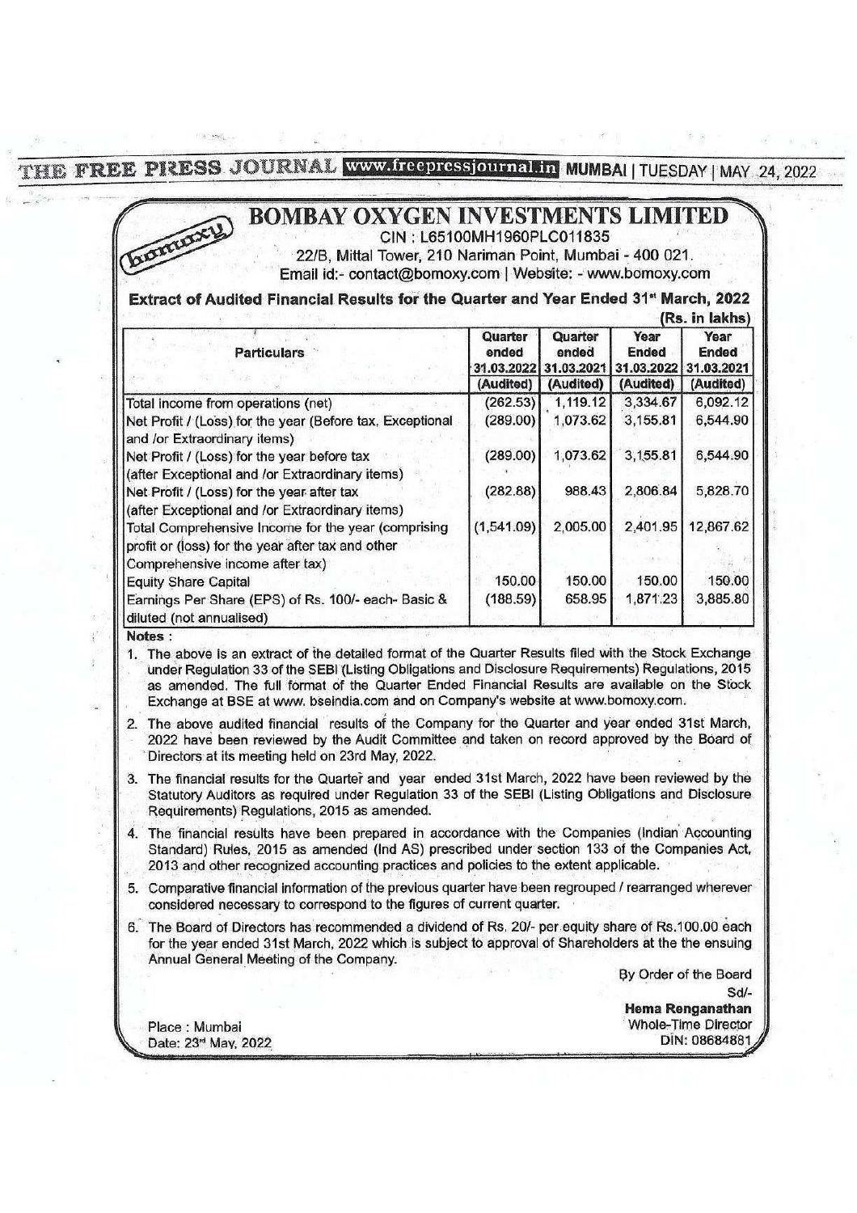# BOMBAY OXYGEN INVESTMENTS LIMITED

CIN : L65100MH1960PLC011835

22/B, Mittal Tower, 210 Nariman Point, Mumbai - 400 021.

Email id:- contact@bomoxy.com | Website: - www.bomoxy.com

**Extract of Audited Financial Results for the Quarter and Year Ended 31st March, 2022**

(Rs. in lakhs)

| Particulars | Quarter ended 31.03.2022 (Audited) | Quarter ended 31.03.2021 (Audited) | Year Ended 31.03.2022 (Audited) | Year Ended 31.03.2021 (Audited) |
|---|---|---|---|---|
| Total income from operations (net) | (262.53) | 1,119.12 | 3,334.67 | 6,092.12 |
| Net Profit / (Loss) for the year (Before tax, Exceptional and /or Extraordinary items) | (289.00) | 1,073.62 | 3,155.81 | 6,544.90 |
| Net Profit / (Loss) for the year before tax (after Exceptional and /or Extraordinary items) | (289.00) | 1,073.62 | 3,155.81 | 6,544.90 |
| Net Profit / (Loss) for the year after tax (after Exceptional and /or Extraordinary items) | (282.88) | 988.43 | 2,806.84 | 5,828.70 |
| Total Comprehensive Income for the year (comprising profit or (loss) for the year after tax and other Comprehensive income after tax) | (1,541.09) | 2,005.00 | 2,401.95 | 12,867.62 |
| Equity Share Capital | 150.00 | 150.00 | 150.00 | 150.00 |
| Earnings Per Share (EPS) of Rs. 100/- each- Basic & diluted (not annualised) | (188.59) | 658.95 | 1,871.23 | 3,885.80 |

**Notes :**

1. The above is an extract of the detailed format of the Quarter Results filed with the Stock Exchange under Regulation 33 of the SEBI (Listing Obligations and Disclosure Requirements) Regulations, 2015 as amended. The full format of the Quarter Ended Financial Results are available on the Stock Exchange at BSE at www. bseindia.com and on Company's website at www.bomoxy.com.
2. The above audited financial results of the Company for the Quarter and year ended 31st March, 2022 have been reviewed by the Audit Committee and taken on record approved by the Board of Directors at its meeting held on 23rd May, 2022.
3. The financial results for the Quarter and year ended 31st March, 2022 have been reviewed by the Statutory Auditors as required under Regulation 33 of the SEBI (Listing Obligations and Disclosure Requirements) Regulations, 2015 as amended.
4. The financial results have been prepared in accordance with the Companies (Indian Accounting Standard) Rules, 2015 as amended (Ind AS) prescribed under section 133 of the Companies Act, 2013 and other recognized accounting practices and policies to the extent applicable.
5. Comparative financial information of the previous quarter have been regrouped / rearranged wherever considered necessary to correspond to the figures of current quarter.
6. The Board of Directors has recommended a dividend of Rs. 20/- per equity share of Rs.100.00 each for the year ended 31st March, 2022 which is subject to approval of Shareholders at the the ensuing Annual General Meeting of the Company.

By Order of the Board

Sd/-

**Hema Renganathan**

Whole-Time Director

DIN: 08684881

Place : Mumbai

Date: 23rd May, 2022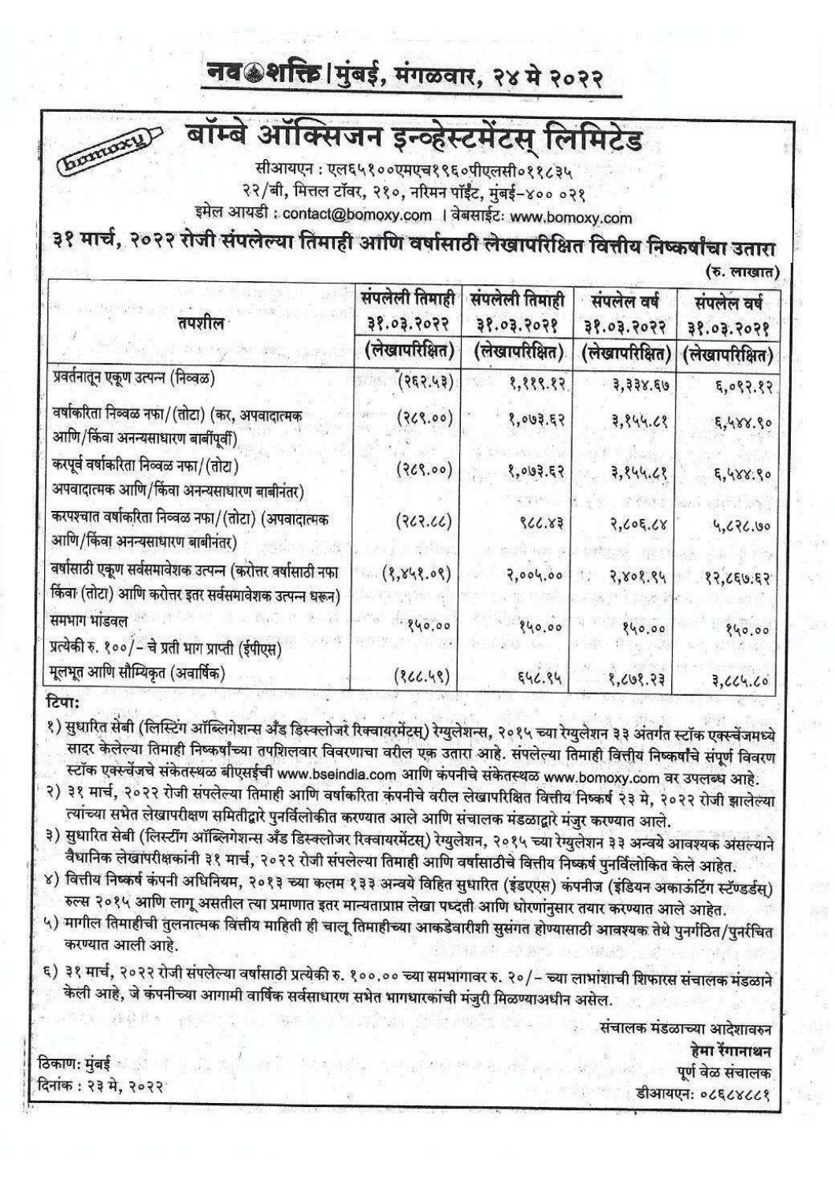# नवशक्ति | मुंबई, मंगळवार, २४ मे २०२२

## बॉम्बे ऑक्सिजन इन्व्हेस्टमेंटस् लिमिटेड

सीआयएन : एल६५१००एमएच१९६०पीएलसी०११८३५

२२/बी, मित्तल टॉवर, २१०, नरिमन पॉईंट, मुंबई-४०० ०२१

इमेल आयडी : contact@bomoxy.com | वेबसाईट: www.bomoxy.com

### ३१ मार्च, २०२२ रोजी संपलेल्या तिमाही आणि वर्षासाठी लेखापरिक्षित वित्तीय निष्कर्षांचा उतारा

(रु. लाखात)

| तपशील | संपलेली तिमाही ३१.०३.२०२२ (लेखापरिक्षित) | संपलेली तिमाही ३१.०३.२०२१ (लेखापरिक्षित) | संपलेल वर्ष ३१.०३.२०२२ (लेखापरिक्षित) | संपलेल वर्ष ३१.०३.२०२१ (लेखापरिक्षित) |
|---|---|---|---|---|
| प्रवर्तनातून एकूण उत्पन्न (निव्वळ) | (२६२.५३) | १,११९.१२ | ३,३३४.६७ | ६,०९२.१२ |
| वर्षाकरिता निव्वळ नफा/(तोटा) (कर, अपवादात्मक आणि/किंवा अनन्यसाधारण बाबींपूर्वी) | (२८९.००) | १,०७३.६२ | ३,१५५.८१ | ६,५४४.९० |
| करपूर्व वर्षाकरिता निव्वळ नफा/(तोटा) अपवादात्मक आणि/किंवा अनन्यसाधारण बाबीनंतर) | (२८९.००) | १,०७३.६२ | ३,१५५.८१ | ६,५४४.९० |
| करपश्चात वर्षाकरिता निव्वळ नफा/(तोटा) (अपवादात्मक आणि/किंवा अनन्यसाधारण बाबीनंतर) | (२८२.८८) | ९८८.४३ | २,८०६.८४ | ५,८२८.७० |
| वर्षासाठी एकूण सर्वसमावेशक उत्पन्न (करोत्तर वर्षासाठी नफा किंवा (तोटा) आणि करोत्तर इतर सर्वसमावेशक उत्पन्न धरून) | (१,४५१.०९) | २,००५.०० | २,४०१.९५ | १२,८६७.६२ |
| समभाग भांडवल | १५०.०० | १५०.०० | १५०.०० | १५०.०० |
| प्रत्येकी रु. १००/- चे प्रती भाग प्राप्ती (ईपीएस) मूलभूत आणि सौम्यिकृत (अवार्षिक) | (१८८.५९) | ६५८.९५ | १,८७१.२३ | ३,८८५.८० |

**टिपा:**

१) सुधारित सेबी (लिस्टिंग ऑब्लिगेशन्स अँड डिस्क्लोजर रिक्वायरमेंट्स) रेग्युलेशन्स, २०१५ च्या रेग्युलेशन ३३ अंतर्गत स्टॉक एक्स्चेंजमध्ये सादर केलेल्या तिमाही निष्कर्षांच्या तपशिलवार विवरणाचा वरील एक उतारा आहे. संपलेल्या तिमाही वित्तीय निष्कर्षांचे संपूर्ण विवरण स्टॉक एक्स्चेंजचे संकेतस्थळ बीएसईची www.bseindia.com आणि कंपनीचे संकेतस्थळ www.bomoxy.com वर उपलब्ध आहे.

२) ३१ मार्च, २०२२ रोजी संपलेल्या तिमाही आणि वर्षाकरिता कंपनीचे वरील लेखापरिक्षित वित्तीय निष्कर्ष २३ मे, २०२२ रोजी झालेल्या त्यांच्या सभेत लेखापरीक्षण समितीद्वारे पुनर्विलोकीत करण्यात आले आणि संचालक मंडळाद्वारे मंजुर करण्यात आले.

३) सुधारित सेबी (लिस्टींग ऑब्लिगेशन्स अँड डिस्क्लोजर रिक्वायरमेंट्स) रेग्युलेशन, २०१५ च्या रेग्युलेशन ३३ अन्वये आवश्यक असल्याने वैधानिक लेखापरीक्षकांनी ३१ मार्च, २०२२ रोजी संपलेल्या तिमाही आणि वर्षासाठीचे वित्तीय निष्कर्ष पुनर्विलोकित केले आहेत.

४) वित्तीय निष्कर्ष कंपनी अधिनियम, २०१३ च्या कलम १३३ अन्वये विहित सुधारित (इंडएएस) कंपनीज (इंडियन अकाऊंटिंग स्टॅण्डर्डस्) रुल्स २०१५ आणि लागू असतील त्या प्रमाणात इतर मान्यताप्राप्त लेखा पध्दती आणि धोरणांनुसार तयार करण्यात आले आहेत.

५) मागील तिमाहीची तुलनात्मक वित्तीय माहिती ही चालू तिमाहीच्या आकडेवारीशी सुसंगत होण्यासाठी आवश्यक तेथे पुनर्गठित/पुनर्रचित करण्यात आली आहे.

६) ३१ मार्च, २०२२ रोजी संपलेल्या वर्षासाठी प्रत्येकी रु. १००.०० च्या समभागावर रु. २०/- च्या लाभांशाची शिफारस संचालक मंडळाने केली आहे, जे कंपनीच्या आगामी वार्षिक सर्वसाधारण सभेत भागधारकांची मंजुरी मिळण्याअधीन असेल.

संचालक मंडळाच्या आदेशावरुन

**हेमा रेंगानाथन**

पूर्ण वेळ संचालक

डीआयएन: ०८६८४८८१

ठिकाण: मुंबई

दिनांक : २३ मे, २०२२